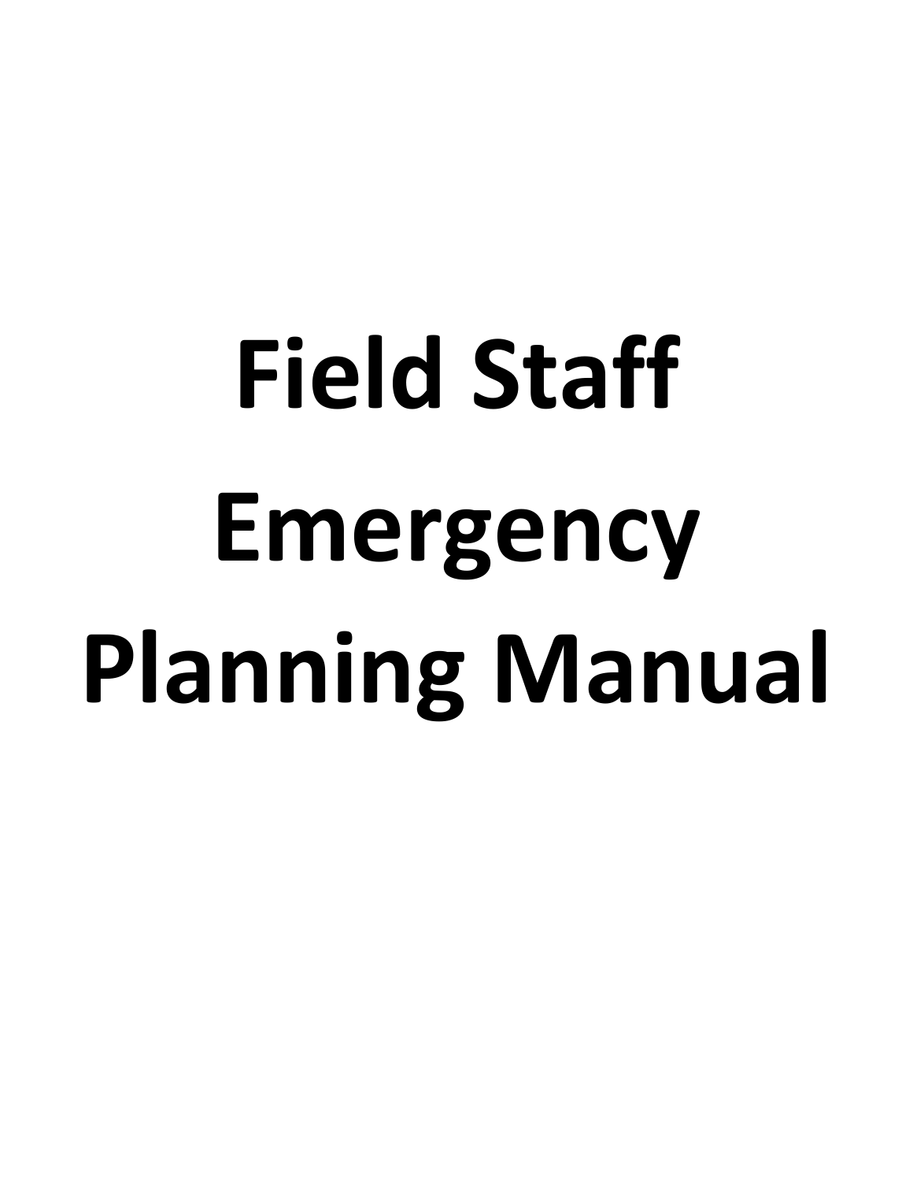# Field Staff Emergency Planning Manual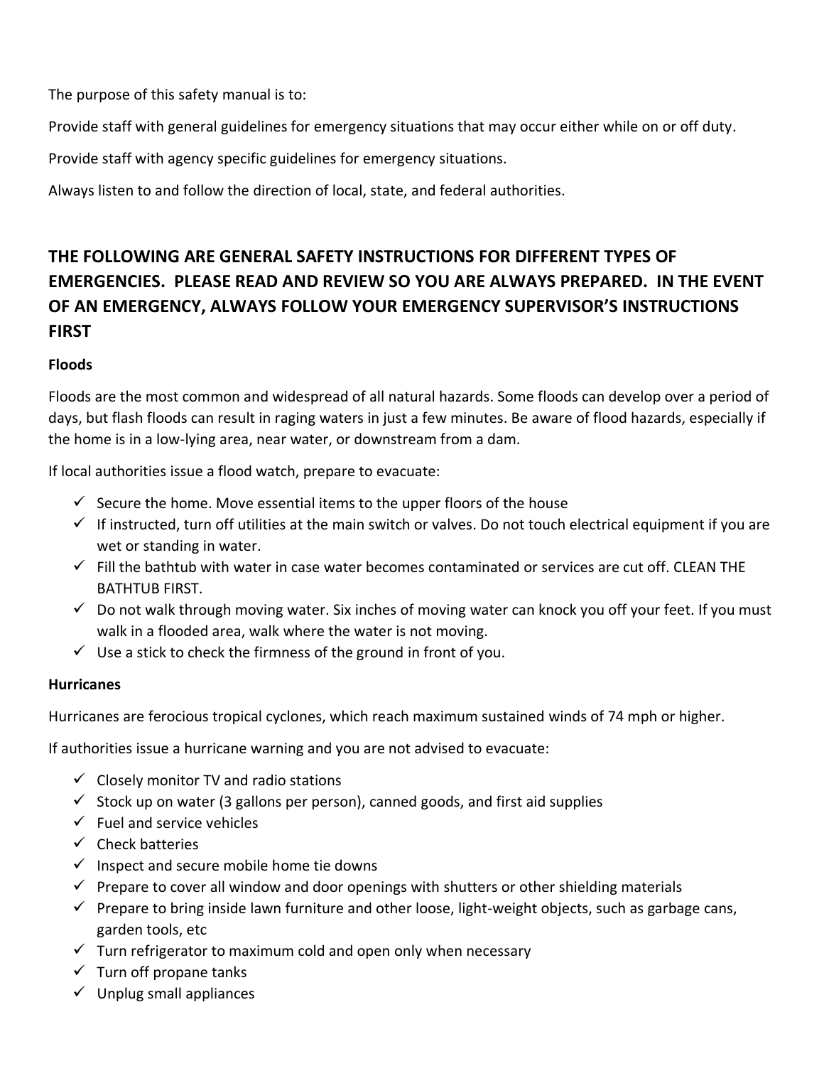The purpose of this safety manual is to:

Provide staff with general guidelines for emergency situations that may occur either while on or off duty.

Provide staff with agency specific guidelines for emergency situations.

Always listen to and follow the direction of local, state, and federal authorities.

## THE FOLLOWING ARE GENERAL SAFETY INSTRUCTIONS FOR DIFFERENT TYPES OF EMERGENCIES. PLEASE READ AND REVIEW SO YOU ARE ALWAYS PREPARED. IN THE EVENT OF AN EMERGENCY, ALWAYS FOLLOW YOUR EMERGENCY SUPERVISOR'S INSTRUCTIONS FIRST

### Floods

Floods are the most common and widespread of all natural hazards. Some floods can develop over a period of days, but flash floods can result in raging waters in just a few minutes. Be aware of flood hazards, especially if the home is in a low-lying area, near water, or downstream from a dam.

If local authorities issue a flood watch, prepare to evacuate:

- ✓ Secure the home. Move essential items to the upper floors of the house
- ✓ If instructed, turn off utilities at the main switch or valves. Do not touch electrical equipment if you are wet or standing in water.
- ✓ Fill the bathtub with water in case water becomes contaminated or services are cut off. CLEAN THE BATHTUB FIRST.
- ✓ Do not walk through moving water. Six inches of moving water can knock you off your feet. If you must walk in a flooded area, walk where the water is not moving.
- ✓ Use a stick to check the firmness of the ground in front of you.

### Hurricanes

Hurricanes are ferocious tropical cyclones, which reach maximum sustained winds of 74 mph or higher.

If authorities issue a hurricane warning and you are not advised to evacuate:

- ✓ Closely monitor TV and radio stations
- ✓ Stock up on water (3 gallons per person), canned goods, and first aid supplies
- ✓ Fuel and service vehicles
- ✓ Check batteries
- ✓ Inspect and secure mobile home tie downs
- ✓ Prepare to cover all window and door openings with shutters or other shielding materials
- ✓ Prepare to bring inside lawn furniture and other loose, light-weight objects, such as garbage cans, garden tools, etc
- ✓ Turn refrigerator to maximum cold and open only when necessary
- ✓ Turn off propane tanks
- ✓ Unplug small appliances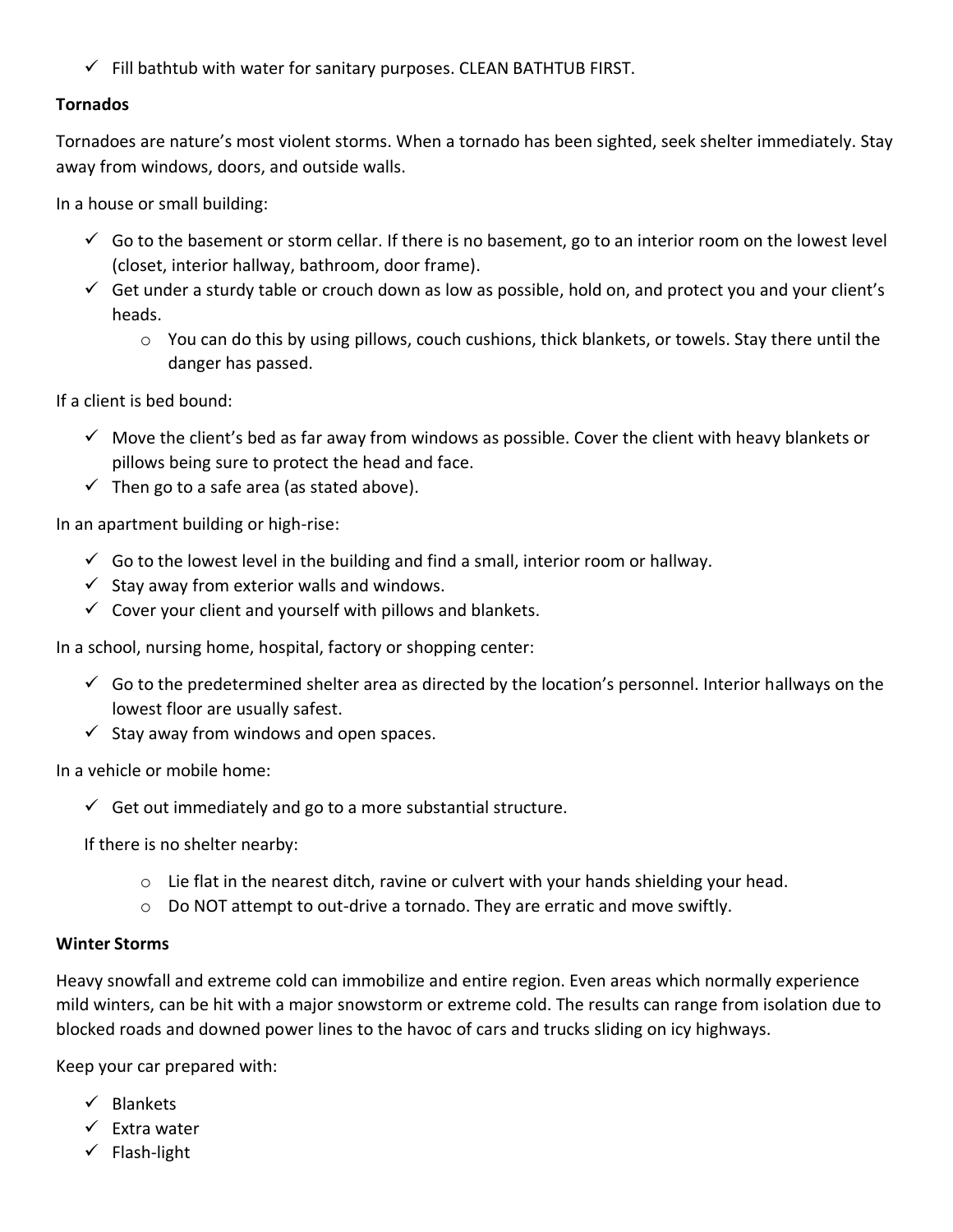- ✓ Fill bathtub with water for sanitary purposes. CLEAN BATHTUB FIRST.

**Tornados**

Tornadoes are nature's most violent storms. When a tornado has been sighted, seek shelter immediately. Stay away from windows, doors, and outside walls.

In a house or small building:

- ✓ Go to the basement or storm cellar. If there is no basement, go to an interior room on the lowest level (closet, interior hallway, bathroom, door frame).
- ✓ Get under a sturdy table or crouch down as low as possible, hold on, and protect you and your client's heads.
  - o You can do this by using pillows, couch cushions, thick blankets, or towels. Stay there until the danger has passed.

If a client is bed bound:

- ✓ Move the client's bed as far away from windows as possible. Cover the client with heavy blankets or pillows being sure to protect the head and face.
- ✓ Then go to a safe area (as stated above).

In an apartment building or high-rise:

- ✓ Go to the lowest level in the building and find a small, interior room or hallway.
- ✓ Stay away from exterior walls and windows.
- ✓ Cover your client and yourself with pillows and blankets.

In a school, nursing home, hospital, factory or shopping center:

- ✓ Go to the predetermined shelter area as directed by the location's personnel. Interior hallways on the lowest floor are usually safest.
- ✓ Stay away from windows and open spaces.

In a vehicle or mobile home:

- ✓ Get out immediately and go to a more substantial structure.

If there is no shelter nearby:

- o Lie flat in the nearest ditch, ravine or culvert with your hands shielding your head.
- o Do NOT attempt to out-drive a tornado. They are erratic and move swiftly.

**Winter Storms**

Heavy snowfall and extreme cold can immobilize and entire region. Even areas which normally experience mild winters, can be hit with a major snowstorm or extreme cold. The results can range from isolation due to blocked roads and downed power lines to the havoc of cars and trucks sliding on icy highways.

Keep your car prepared with:

- ✓ Blankets
- ✓ Extra water
- ✓ Flash-light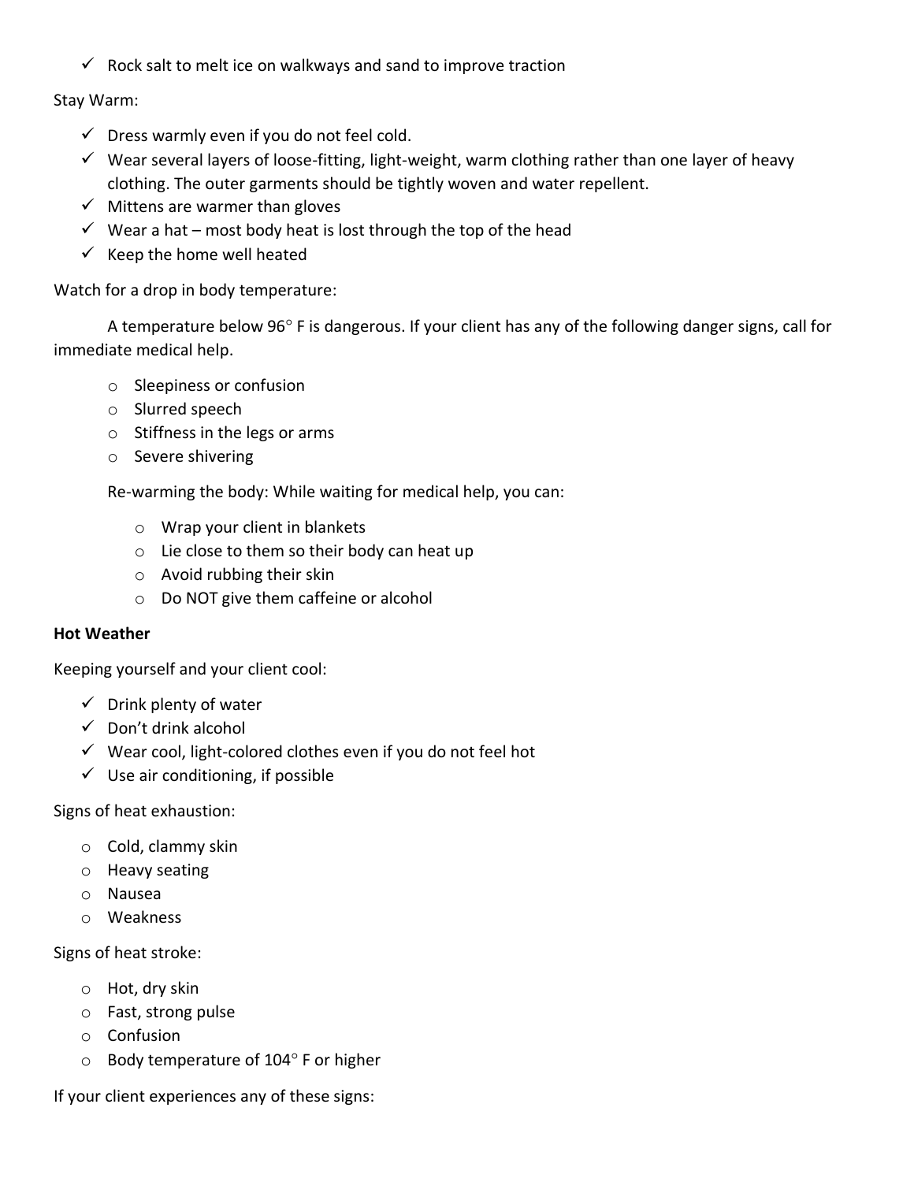- ✓ Rock salt to melt ice on walkways and sand to improve traction

Stay Warm:

- ✓ Dress warmly even if you do not feel cold.
- ✓ Wear several layers of loose-fitting, light-weight, warm clothing rather than one layer of heavy clothing. The outer garments should be tightly woven and water repellent.
- ✓ Mittens are warmer than gloves
- ✓ Wear a hat – most body heat is lost through the top of the head
- ✓ Keep the home well heated

Watch for a drop in body temperature:

A temperature below 96° F is dangerous. If your client has any of the following danger signs, call for immediate medical help.

- Sleepiness or confusion
- Slurred speech
- Stiffness in the legs or arms
- Severe shivering

Re-warming the body: While waiting for medical help, you can:

- Wrap your client in blankets
- Lie close to them so their body can heat up
- Avoid rubbing their skin
- Do NOT give them caffeine or alcohol

**Hot Weather**

Keeping yourself and your client cool:

- ✓ Drink plenty of water
- ✓ Don't drink alcohol
- ✓ Wear cool, light-colored clothes even if you do not feel hot
- ✓ Use air conditioning, if possible

Signs of heat exhaustion:

- Cold, clammy skin
- Heavy seating
- Nausea
- Weakness

Signs of heat stroke:

- Hot, dry skin
- Fast, strong pulse
- Confusion
- Body temperature of 104° F or higher

If your client experiences any of these signs: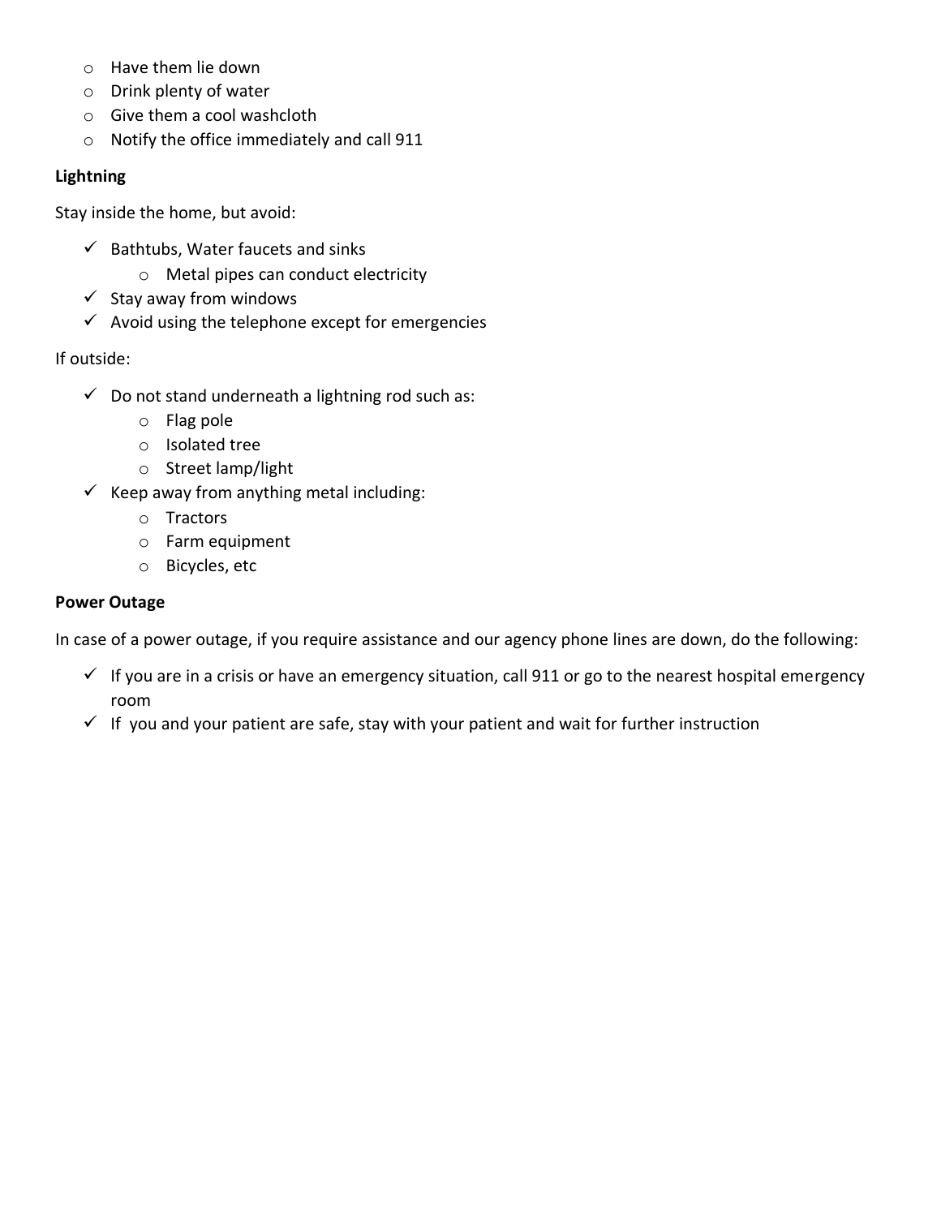- Have them lie down
- Drink plenty of water
- Give them a cool washcloth
- Notify the office immediately and call 911

**Lightning**

Stay inside the home, but avoid:

- ✓ Bathtubs, Water faucets and sinks
  - Metal pipes can conduct electricity
- ✓ Stay away from windows
- ✓ Avoid using the telephone except for emergencies

If outside:

- ✓ Do not stand underneath a lightning rod such as:
  - Flag pole
  - Isolated tree
  - Street lamp/light
- ✓ Keep away from anything metal including:
  - Tractors
  - Farm equipment
  - Bicycles, etc

**Power Outage**

In case of a power outage, if you require assistance and our agency phone lines are down, do the following:

- ✓ If you are in a crisis or have an emergency situation, call 911 or go to the nearest hospital emergency room
- ✓ If you and your patient are safe, stay with your patient and wait for further instruction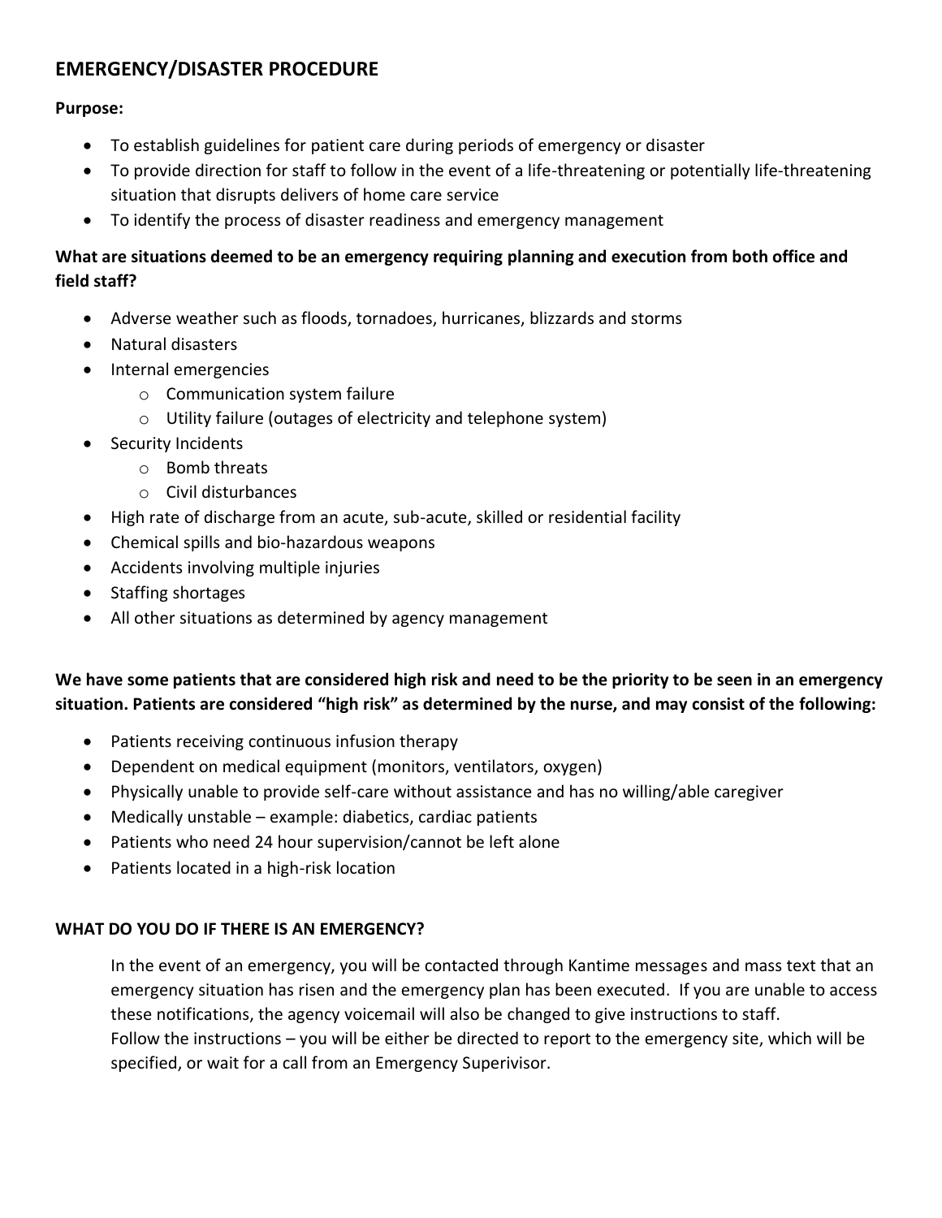## EMERGENCY/DISASTER PROCEDURE

**Purpose:**

- To establish guidelines for patient care during periods of emergency or disaster
- To provide direction for staff to follow in the event of a life-threatening or potentially life-threatening situation that disrupts delivers of home care service
- To identify the process of disaster readiness and emergency management

**What are situations deemed to be an emergency requiring planning and execution from both office and field staff?**

- Adverse weather such as floods, tornadoes, hurricanes, blizzards and storms
- Natural disasters
- Internal emergencies
  - Communication system failure
  - Utility failure (outages of electricity and telephone system)
- Security Incidents
  - Bomb threats
  - Civil disturbances
- High rate of discharge from an acute, sub-acute, skilled or residential facility
- Chemical spills and bio-hazardous weapons
- Accidents involving multiple injuries
- Staffing shortages
- All other situations as determined by agency management

**We have some patients that are considered high risk and need to be the priority to be seen in an emergency situation. Patients are considered "high risk" as determined by the nurse, and may consist of the following:**

- Patients receiving continuous infusion therapy
- Dependent on medical equipment (monitors, ventilators, oxygen)
- Physically unable to provide self-care without assistance and has no willing/able caregiver
- Medically unstable – example: diabetics, cardiac patients
- Patients who need 24 hour supervision/cannot be left alone
- Patients located in a high-risk location

**WHAT DO YOU DO IF THERE IS AN EMERGENCY?**

In the event of an emergency, you will be contacted through Kantime messages and mass text that an emergency situation has risen and the emergency plan has been executed. If you are unable to access these notifications, the agency voicemail will also be changed to give instructions to staff.
Follow the instructions – you will be either be directed to report to the emergency site, which will be specified, or wait for a call from an Emergency Superivisor.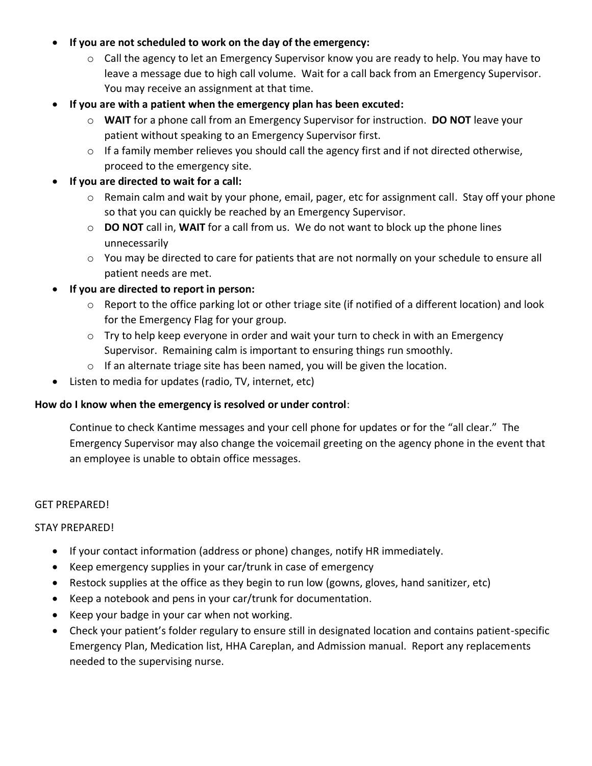- **If you are not scheduled to work on the day of the emergency:**
  - Call the agency to let an Emergency Supervisor know you are ready to help. You may have to leave a message due to high call volume. Wait for a call back from an Emergency Supervisor. You may receive an assignment at that time.
- **If you are with a patient when the emergency plan has been excuted:**
  - **WAIT** for a phone call from an Emergency Supervisor for instruction. **DO NOT** leave your patient without speaking to an Emergency Supervisor first.
  - If a family member relieves you should call the agency first and if not directed otherwise, proceed to the emergency site.
- **If you are directed to wait for a call:**
  - Remain calm and wait by your phone, email, pager, etc for assignment call. Stay off your phone so that you can quickly be reached by an Emergency Supervisor.
  - **DO NOT** call in, **WAIT** for a call from us. We do not want to block up the phone lines unnecessarily
  - You may be directed to care for patients that are not normally on your schedule to ensure all patient needs are met.
- **If you are directed to report in person:**
  - Report to the office parking lot or other triage site (if notified of a different location) and look for the Emergency Flag for your group.
  - Try to help keep everyone in order and wait your turn to check in with an Emergency Supervisor. Remaining calm is important to ensuring things run smoothly.
  - If an alternate triage site has been named, you will be given the location.
- Listen to media for updates (radio, TV, internet, etc)

**How do I know when the emergency is resolved or under control**:

Continue to check Kantime messages and your cell phone for updates or for the "all clear." The Emergency Supervisor may also change the voicemail greeting on the agency phone in the event that an employee is unable to obtain office messages.

GET PREPARED!

STAY PREPARED!

- If your contact information (address or phone) changes, notify HR immediately.
- Keep emergency supplies in your car/trunk in case of emergency
- Restock supplies at the office as they begin to run low (gowns, gloves, hand sanitizer, etc)
- Keep a notebook and pens in your car/trunk for documentation.
- Keep your badge in your car when not working.
- Check your patient's folder regulary to ensure still in designated location and contains patient-specific Emergency Plan, Medication list, HHA Careplan, and Admission manual. Report any replacements needed to the supervising nurse.